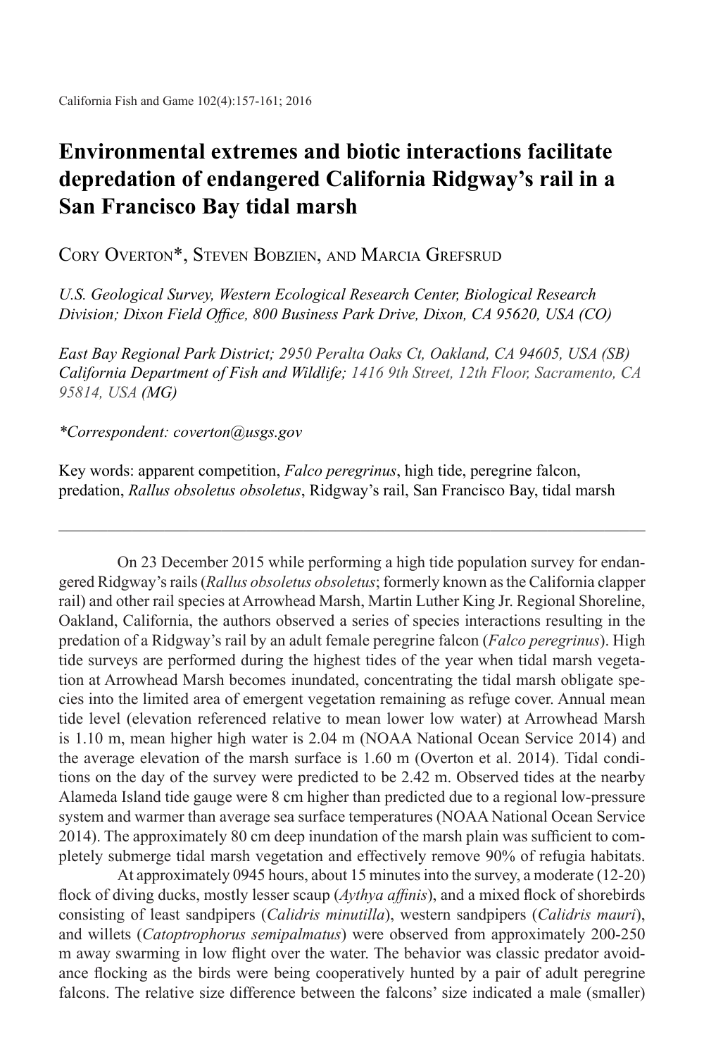# Environmental extremes and biotic interactions facilitate depredation of endangered California Ridgway's rail in a San Francisco Bay tidal marsh

Cory Overton*, Steven Bobzien, and Marcia Grefsrud

*U.S. Geological Survey, Western Ecological Research Center, Biological Research Division; Dixon Field Office, 800 Business Park Drive, Dixon, CA 95620, USA (CO)*

*East Bay Regional Park District; 2950 Peralta Oaks Ct, Oakland, CA 94605, USA (SB)*
*California Department of Fish and Wildlife; 1416 9th Street, 12th Floor, Sacramento, CA 95814, USA (MG)*

*\*Correspondent: coverton@usgs.gov*

Key words: apparent competition, *Falco peregrinus*, high tide, peregrine falcon, predation, *Rallus obsoletus obsoletus*, Ridgway's rail, San Francisco Bay, tidal marsh

---

On 23 December 2015 while performing a high tide population survey for endangered Ridgway's rails (*Rallus obsoletus obsoletus*; formerly known as the California clapper rail) and other rail species at Arrowhead Marsh, Martin Luther King Jr. Regional Shoreline, Oakland, California, the authors observed a series of species interactions resulting in the predation of a Ridgway's rail by an adult female peregrine falcon (*Falco peregrinus*). High tide surveys are performed during the highest tides of the year when tidal marsh vegetation at Arrowhead Marsh becomes inundated, concentrating the tidal marsh obligate species into the limited area of emergent vegetation remaining as refuge cover. Annual mean tide level (elevation referenced relative to mean lower low water) at Arrowhead Marsh is 1.10 m, mean higher high water is 2.04 m (NOAA National Ocean Service 2014) and the average elevation of the marsh surface is 1.60 m (Overton et al. 2014). Tidal conditions on the day of the survey were predicted to be 2.42 m. Observed tides at the nearby Alameda Island tide gauge were 8 cm higher than predicted due to a regional low-pressure system and warmer than average sea surface temperatures (NOAA National Ocean Service 2014). The approximately 80 cm deep inundation of the marsh plain was sufficient to completely submerge tidal marsh vegetation and effectively remove 90% of refugia habitats.

At approximately 0945 hours, about 15 minutes into the survey, a moderate (12-20) flock of diving ducks, mostly lesser scaup (*Aythya affinis*), and a mixed flock of shorebirds consisting of least sandpipers (*Calidris minutilla*), western sandpipers (*Calidris mauri*), and willets (*Catoptrophorus semipalmatus*) were observed from approximately 200-250 m away swarming in low flight over the water. The behavior was classic predator avoidance flocking as the birds were being cooperatively hunted by a pair of adult peregrine falcons. The relative size difference between the falcons' size indicated a male (smaller)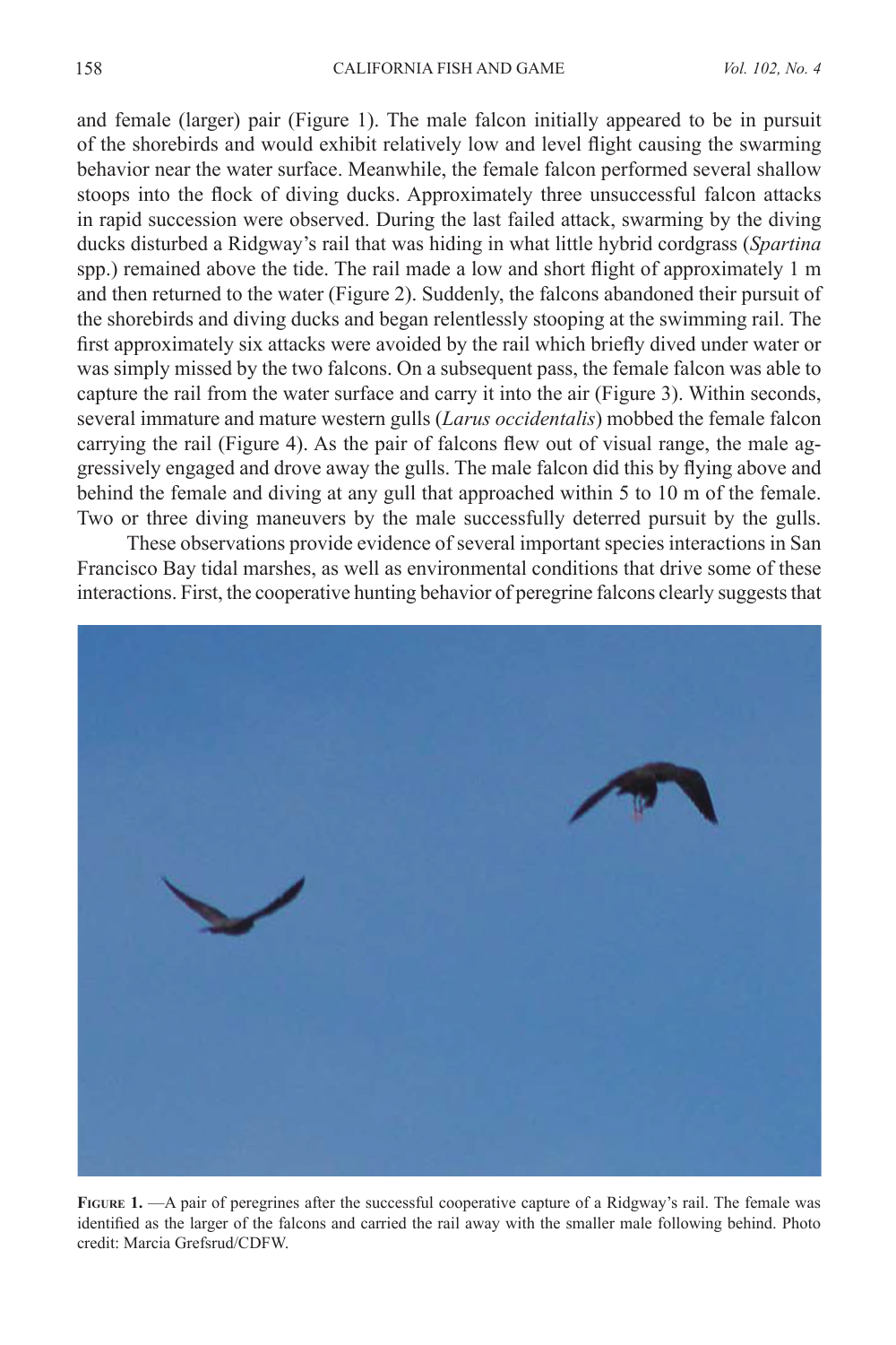and female (larger) pair (Figure 1). The male falcon initially appeared to be in pursuit of the shorebirds and would exhibit relatively low and level flight causing the swarming behavior near the water surface. Meanwhile, the female falcon performed several shallow stoops into the flock of diving ducks. Approximately three unsuccessful falcon attacks in rapid succession were observed. During the last failed attack, swarming by the diving ducks disturbed a Ridgway's rail that was hiding in what little hybrid cordgrass (*Spartina* spp.) remained above the tide. The rail made a low and short flight of approximately 1 m and then returned to the water (Figure 2). Suddenly, the falcons abandoned their pursuit of the shorebirds and diving ducks and began relentlessly stooping at the swimming rail. The first approximately six attacks were avoided by the rail which briefly dived under water or was simply missed by the two falcons. On a subsequent pass, the female falcon was able to capture the rail from the water surface and carry it into the air (Figure 3). Within seconds, several immature and mature western gulls (*Larus occidentalis*) mobbed the female falcon carrying the rail (Figure 4). As the pair of falcons flew out of visual range, the male aggressively engaged and drove away the gulls. The male falcon did this by flying above and behind the female and diving at any gull that approached within 5 to 10 m of the female. Two or three diving maneuvers by the male successfully deterred pursuit by the gulls.

These observations provide evidence of several important species interactions in San Francisco Bay tidal marshes, as well as environmental conditions that drive some of these interactions. First, the cooperative hunting behavior of peregrine falcons clearly suggests that

**Figure 1.** —A pair of peregrines after the successful cooperative capture of a Ridgway's rail. The female was identified as the larger of the falcons and carried the rail away with the smaller male following behind. Photo credit: Marcia Grefsrud/CDFW.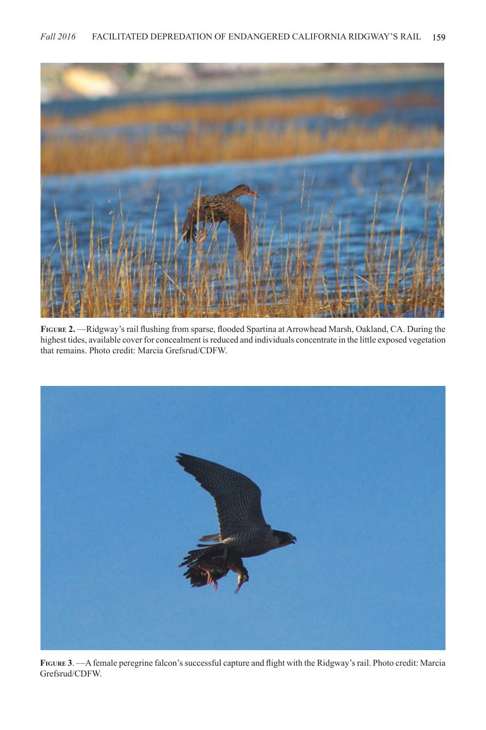**Figure 2.** —Ridgway's rail flushing from sparse, flooded Spartina at Arrowhead Marsh, Oakland, CA. During the highest tides, available cover for concealment is reduced and individuals concentrate in the little exposed vegetation that remains. Photo credit: Marcia Grefsrud/CDFW.

**Figure 3**. —A female peregrine falcon's successful capture and flight with the Ridgway's rail. Photo credit: Marcia Grefsrud/CDFW.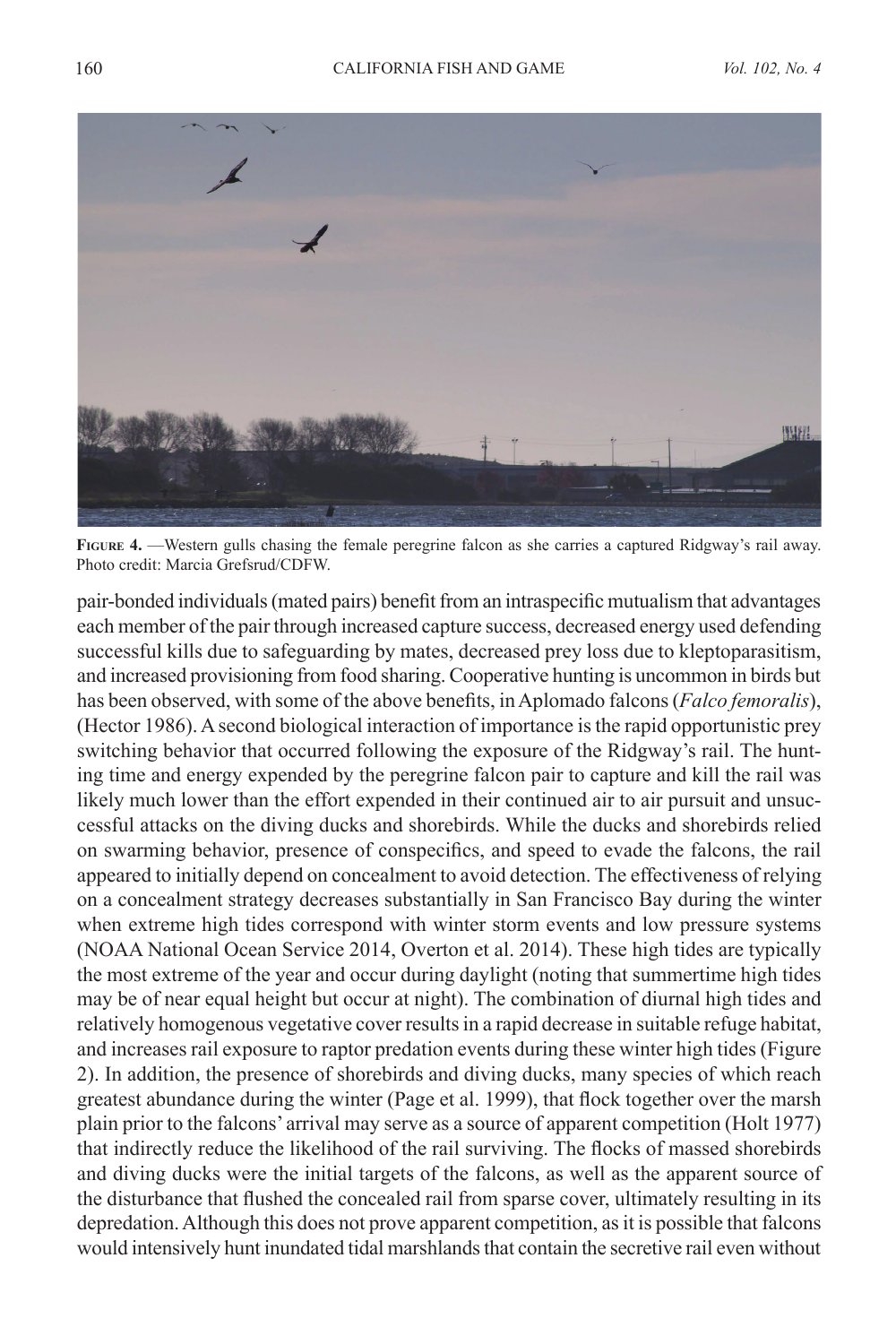**Figure 4.** —Western gulls chasing the female peregrine falcon as she carries a captured Ridgway's rail away. Photo credit: Marcia Grefsrud/CDFW.

pair-bonded individuals (mated pairs) benefit from an intraspecific mutualism that advantages each member of the pair through increased capture success, decreased energy used defending successful kills due to safeguarding by mates, decreased prey loss due to kleptoparasitism, and increased provisioning from food sharing. Cooperative hunting is uncommon in birds but has been observed, with some of the above benefits, in Aplomado falcons (*Falco femoralis*), (Hector 1986). A second biological interaction of importance is the rapid opportunistic prey switching behavior that occurred following the exposure of the Ridgway's rail. The hunting time and energy expended by the peregrine falcon pair to capture and kill the rail was likely much lower than the effort expended in their continued air to air pursuit and unsuccessful attacks on the diving ducks and shorebirds. While the ducks and shorebirds relied on swarming behavior, presence of conspecifics, and speed to evade the falcons, the rail appeared to initially depend on concealment to avoid detection. The effectiveness of relying on a concealment strategy decreases substantially in San Francisco Bay during the winter when extreme high tides correspond with winter storm events and low pressure systems (NOAA National Ocean Service 2014, Overton et al. 2014). These high tides are typically the most extreme of the year and occur during daylight (noting that summertime high tides may be of near equal height but occur at night). The combination of diurnal high tides and relatively homogenous vegetative cover results in a rapid decrease in suitable refuge habitat, and increases rail exposure to raptor predation events during these winter high tides (Figure 2). In addition, the presence of shorebirds and diving ducks, many species of which reach greatest abundance during the winter (Page et al. 1999), that flock together over the marsh plain prior to the falcons' arrival may serve as a source of apparent competition (Holt 1977) that indirectly reduce the likelihood of the rail surviving. The flocks of massed shorebirds and diving ducks were the initial targets of the falcons, as well as the apparent source of the disturbance that flushed the concealed rail from sparse cover, ultimately resulting in its depredation. Although this does not prove apparent competition, as it is possible that falcons would intensively hunt inundated tidal marshlands that contain the secretive rail even without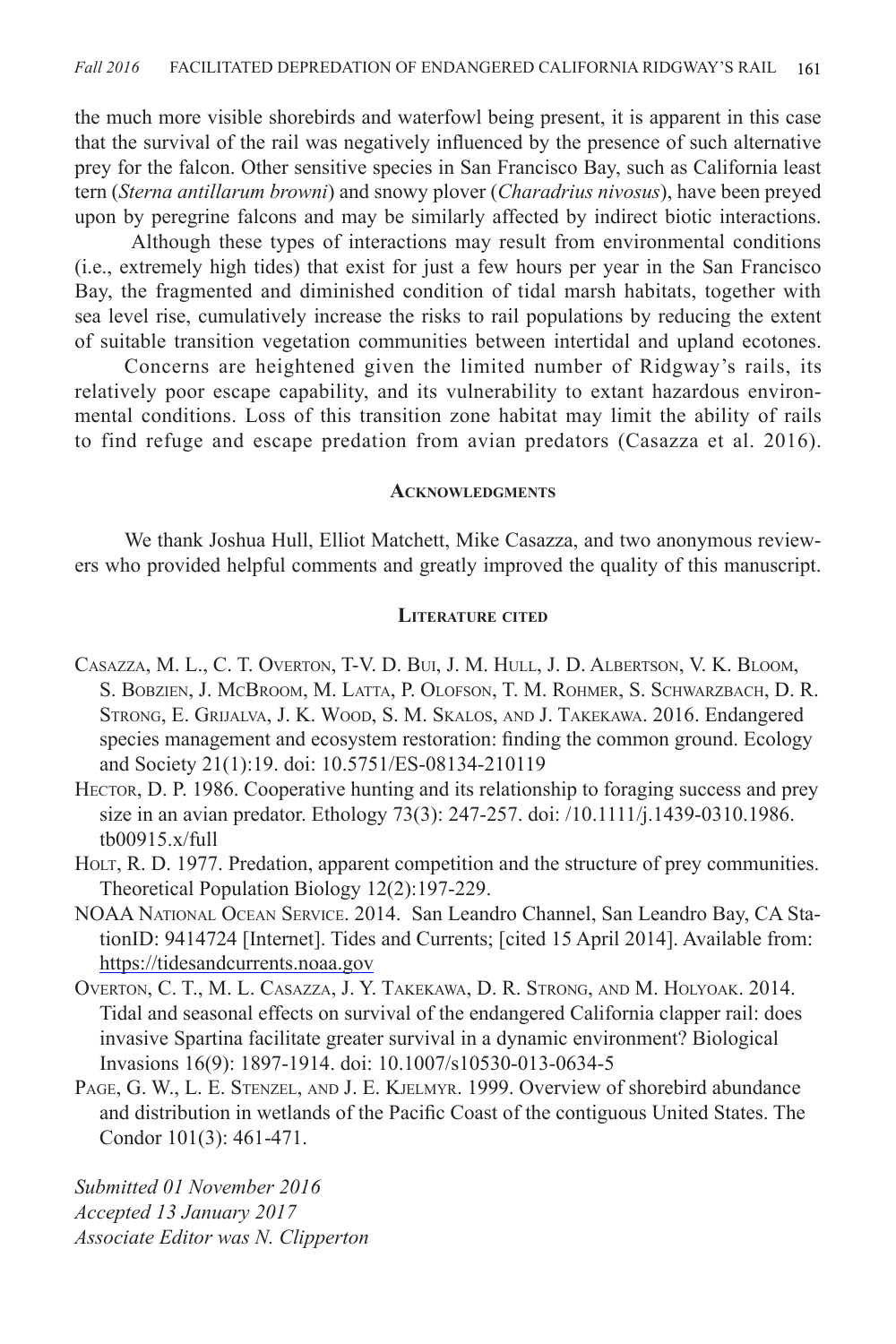the much more visible shorebirds and waterfowl being present, it is apparent in this case that the survival of the rail was negatively influenced by the presence of such alternative prey for the falcon. Other sensitive species in San Francisco Bay, such as California least tern (*Sterna antillarum browni*) and snowy plover (*Charadrius nivosus*), have been preyed upon by peregrine falcons and may be similarly affected by indirect biotic interactions.

Although these types of interactions may result from environmental conditions (i.e., extremely high tides) that exist for just a few hours per year in the San Francisco Bay, the fragmented and diminished condition of tidal marsh habitats, together with sea level rise, cumulatively increase the risks to rail populations by reducing the extent of suitable transition vegetation communities between intertidal and upland ecotones.

Concerns are heightened given the limited number of Ridgway's rails, its relatively poor escape capability, and its vulnerability to extant hazardous environmental conditions. Loss of this transition zone habitat may limit the ability of rails to find refuge and escape predation from avian predators (Casazza et al. 2016).

## Acknowledgments

We thank Joshua Hull, Elliot Matchett, Mike Casazza, and two anonymous reviewers who provided helpful comments and greatly improved the quality of this manuscript.

## Literature cited

Casazza, M. L., C. T. Overton, T-V. D. Bui, J. M. Hull, J. D. Albertson, V. K. Bloom, S. Bobzien, J. McBroom, M. Latta, P. Olofson, T. M. Rohmer, S. Schwarzbach, D. R. Strong, E. Grijalva, J. K. Wood, S. M. Skalos, and J. Takekawa. 2016. Endangered species management and ecosystem restoration: finding the common ground. Ecology and Society 21(1):19. doi: 10.5751/ES-08134-210119

Hector, D. P. 1986. Cooperative hunting and its relationship to foraging success and prey size in an avian predator. Ethology 73(3): 247-257. doi: /10.1111/j.1439-0310.1986.tb00915.x/full

Holt, R. D. 1977. Predation, apparent competition and the structure of prey communities. Theoretical Population Biology 12(2):197-229.

NOAA National Ocean Service. 2014. San Leandro Channel, San Leandro Bay, CA StationID: 9414724 [Internet]. Tides and Currents; [cited 15 April 2014]. Available from: https://tidesandcurrents.noaa.gov

Overton, C. T., M. L. Casazza, J. Y. Takekawa, D. R. Strong, and M. Holyoak. 2014. Tidal and seasonal effects on survival of the endangered California clapper rail: does invasive Spartina facilitate greater survival in a dynamic environment? Biological Invasions 16(9): 1897-1914. doi: 10.1007/s10530-013-0634-5

Page, G. W., L. E. Stenzel, and J. E. Kjelmyr. 1999. Overview of shorebird abundance and distribution in wetlands of the Pacific Coast of the contiguous United States. The Condor 101(3): 461-471.

*Submitted 01 November 2016*
*Accepted 13 January 2017*
*Associate Editor was N. Clipperton*